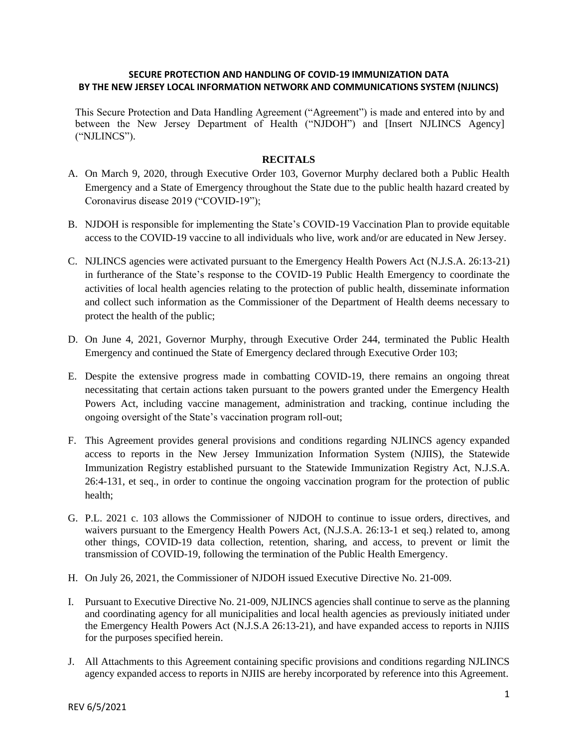**SECURE PROTECTION AND HANDLING OF COVID-19 IMMUNIZATION DATA BY THE NEW JERSEY LOCAL INFORMATION NETWORK AND COMMUNICATIONS SYSTEM (NJLINCS)**

This Secure Protection and Data Handling Agreement ("Agreement") is made and entered into by and between the New Jersey Department of Health ("NJDOH") and [Insert NJLINCS Agency] ("NJLINCS").

**RECITALS**

A. On March 9, 2020, through Executive Order 103, Governor Murphy declared both a Public Health Emergency and a State of Emergency throughout the State due to the public health hazard created by Coronavirus disease 2019 ("COVID-19");

B. NJDOH is responsible for implementing the State's COVID-19 Vaccination Plan to provide equitable access to the COVID-19 vaccine to all individuals who live, work and/or are educated in New Jersey.

C. NJLINCS agencies were activated pursuant to the Emergency Health Powers Act (N.J.S.A. 26:13-21) in furtherance of the State's response to the COVID-19 Public Health Emergency to coordinate the activities of local health agencies relating to the protection of public health, disseminate information and collect such information as the Commissioner of the Department of Health deems necessary to protect the health of the public;

D. On June 4, 2021, Governor Murphy, through Executive Order 244, terminated the Public Health Emergency and continued the State of Emergency declared through Executive Order 103;

E. Despite the extensive progress made in combatting COVID-19, there remains an ongoing threat necessitating that certain actions taken pursuant to the powers granted under the Emergency Health Powers Act, including vaccine management, administration and tracking, continue including the ongoing oversight of the State's vaccination program roll-out;

F. This Agreement provides general provisions and conditions regarding NJLINCS agency expanded access to reports in the New Jersey Immunization Information System (NJIIS), the Statewide Immunization Registry established pursuant to the Statewide Immunization Registry Act, N.J.S.A. 26:4-131, et seq., in order to continue the ongoing vaccination program for the protection of public health;

G. P.L. 2021 c. 103 allows the Commissioner of NJDOH to continue to issue orders, directives, and waivers pursuant to the Emergency Health Powers Act, (N.J.S.A. 26:13-1 et seq.) related to, among other things, COVID-19 data collection, retention, sharing, and access, to prevent or limit the transmission of COVID-19, following the termination of the Public Health Emergency.

H. On July 26, 2021, the Commissioner of NJDOH issued Executive Directive No. 21-009.

I. Pursuant to Executive Directive No. 21-009, NJLINCS agencies shall continue to serve as the planning and coordinating agency for all municipalities and local health agencies as previously initiated under the Emergency Health Powers Act (N.J.S.A 26:13-21), and have expanded access to reports in NJIIS for the purposes specified herein.

J. All Attachments to this Agreement containing specific provisions and conditions regarding NJLINCS agency expanded access to reports in NJIIS are hereby incorporated by reference into this Agreement.

REV 6/5/2021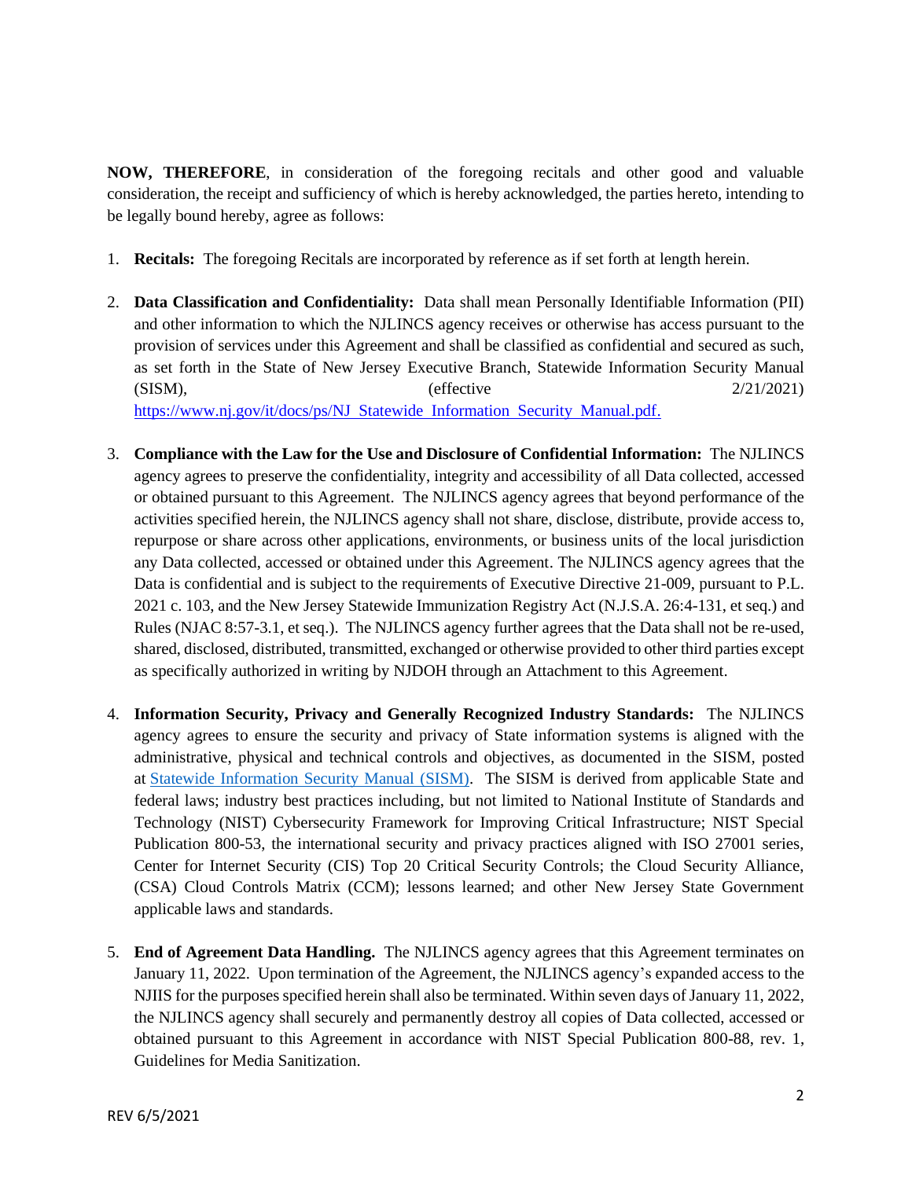**NOW, THEREFORE**, in consideration of the foregoing recitals and other good and valuable consideration, the receipt and sufficiency of which is hereby acknowledged, the parties hereto, intending to be legally bound hereby, agree as follows:

1. **Recitals:** The foregoing Recitals are incorporated by reference as if set forth at length herein.

2. **Data Classification and Confidentiality:** Data shall mean Personally Identifiable Information (PII) and other information to which the NJLINCS agency receives or otherwise has access pursuant to the provision of services under this Agreement and shall be classified as confidential and secured as such, as set forth in the State of New Jersey Executive Branch, Statewide Information Security Manual (SISM), (effective 2/21/2021) [https://www.nj.gov/it/docs/ps/NJ_Statewide_Information_Security_Manual.pdf.](https://www.nj.gov/it/docs/ps/NJ_Statewide_Information_Security_Manual.pdf)

3. **Compliance with the Law for the Use and Disclosure of Confidential Information:** The NJLINCS agency agrees to preserve the confidentiality, integrity and accessibility of all Data collected, accessed or obtained pursuant to this Agreement. The NJLINCS agency agrees that beyond performance of the activities specified herein, the NJLINCS agency shall not share, disclose, distribute, provide access to, repurpose or share across other applications, environments, or business units of the local jurisdiction any Data collected, accessed or obtained under this Agreement. The NJLINCS agency agrees that the Data is confidential and is subject to the requirements of Executive Directive 21-009, pursuant to P.L. 2021 c. 103, and the New Jersey Statewide Immunization Registry Act (N.J.S.A. 26:4-131, et seq.) and Rules (NJAC 8:57-3.1, et seq.). The NJLINCS agency further agrees that the Data shall not be re-used, shared, disclosed, distributed, transmitted, exchanged or otherwise provided to other third parties except as specifically authorized in writing by NJDOH through an Attachment to this Agreement.

4. **Information Security, Privacy and Generally Recognized Industry Standards:** The NJLINCS agency agrees to ensure the security and privacy of State information systems is aligned with the administrative, physical and technical controls and objectives, as documented in the SISM, posted at Statewide Information Security Manual (SISM). The SISM is derived from applicable State and federal laws; industry best practices including, but not limited to National Institute of Standards and Technology (NIST) Cybersecurity Framework for Improving Critical Infrastructure; NIST Special Publication 800-53, the international security and privacy practices aligned with ISO 27001 series, Center for Internet Security (CIS) Top 20 Critical Security Controls; the Cloud Security Alliance, (CSA) Cloud Controls Matrix (CCM); lessons learned; and other New Jersey State Government applicable laws and standards.

5. **End of Agreement Data Handling.** The NJLINCS agency agrees that this Agreement terminates on January 11, 2022. Upon termination of the Agreement, the NJLINCS agency's expanded access to the NJIIS for the purposes specified herein shall also be terminated. Within seven days of January 11, 2022, the NJLINCS agency shall securely and permanently destroy all copies of Data collected, accessed or obtained pursuant to this Agreement in accordance with NIST Special Publication 800-88, rev. 1, Guidelines for Media Sanitization.

REV 6/5/2021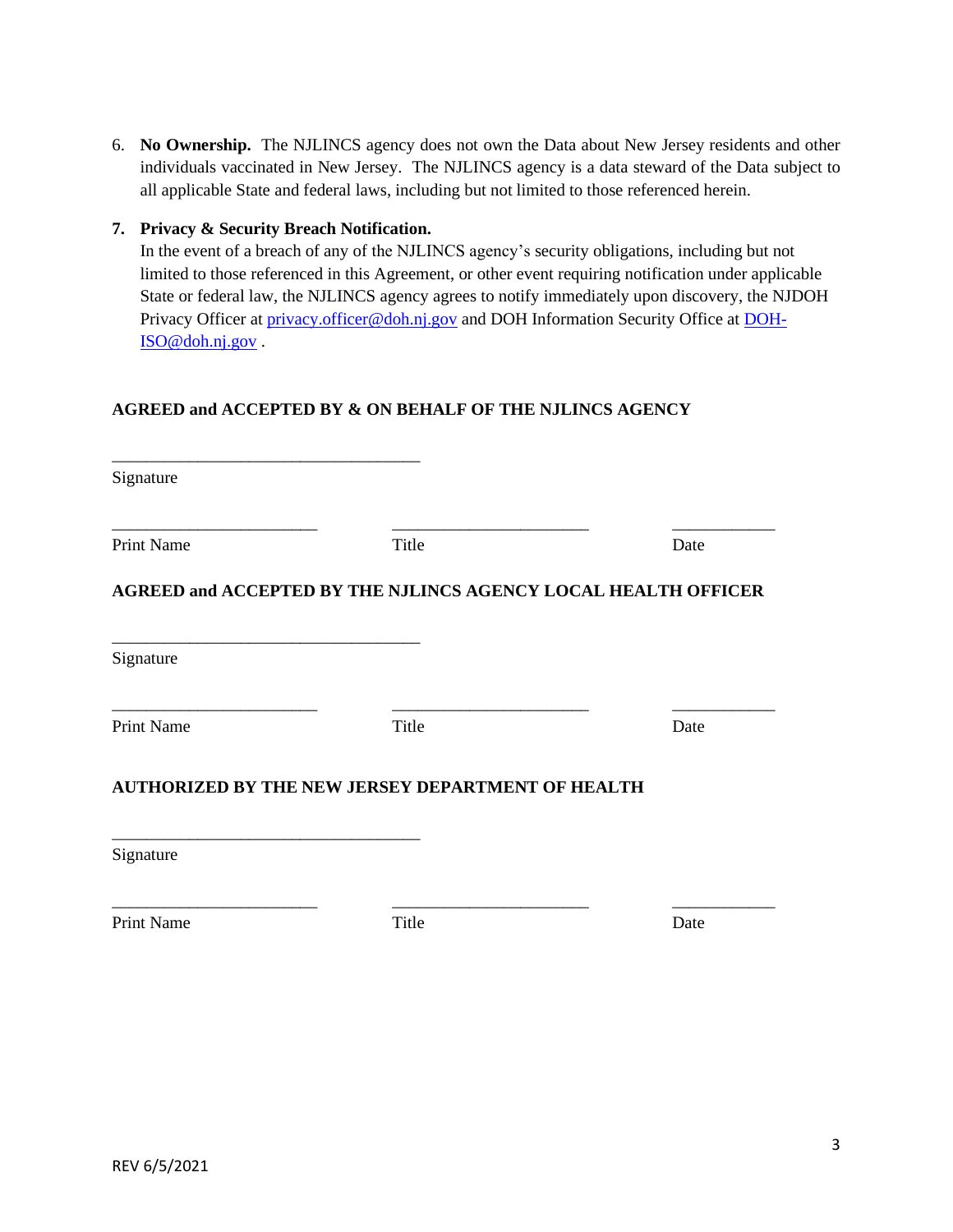6. **No Ownership.** The NJLINCS agency does not own the Data about New Jersey residents and other individuals vaccinated in New Jersey. The NJLINCS agency is a data steward of the Data subject to all applicable State and federal laws, including but not limited to those referenced herein.

7. **Privacy & Security Breach Notification.**
   In the event of a breach of any of the NJLINCS agency's security obligations, including but not limited to those referenced in this Agreement, or other event requiring notification under applicable State or federal law, the NJLINCS agency agrees to notify immediately upon discovery, the NJDOH Privacy Officer at privacy.officer@doh.nj.gov and DOH Information Security Office at DOH-ISO@doh.nj.gov .

**AGREED and ACCEPTED BY & ON BEHALF OF THE NJLINCS AGENCY**

\_\_\_\_\_\_\_\_\_\_\_\_\_\_\_\_\_\_\_\_\_\_\_\_\_\_\_\_\_\_\_\_\_\_\_\_

Signature

\_\_\_\_\_\_\_\_\_\_\_\_\_\_\_\_\_\_\_\_\_\_\_\_ \_\_\_\_\_\_\_\_\_\_\_\_\_\_\_\_\_\_\_\_\_\_\_ \_\_\_\_\_\_\_\_\_\_\_\_

Print Name Title Date

**AGREED and ACCEPTED BY THE NJLINCS AGENCY LOCAL HEALTH OFFICER**

\_\_\_\_\_\_\_\_\_\_\_\_\_\_\_\_\_\_\_\_\_\_\_\_\_\_\_\_\_\_\_\_\_\_\_\_

Signature

\_\_\_\_\_\_\_\_\_\_\_\_\_\_\_\_\_\_\_\_\_\_\_\_ \_\_\_\_\_\_\_\_\_\_\_\_\_\_\_\_\_\_\_\_\_\_\_ \_\_\_\_\_\_\_\_\_\_\_\_

Print Name Title Date

**AUTHORIZED BY THE NEW JERSEY DEPARTMENT OF HEALTH**

\_\_\_\_\_\_\_\_\_\_\_\_\_\_\_\_\_\_\_\_\_\_\_\_\_\_\_\_\_\_\_\_\_\_\_\_

Signature

\_\_\_\_\_\_\_\_\_\_\_\_\_\_\_\_\_\_\_\_\_\_\_\_ \_\_\_\_\_\_\_\_\_\_\_\_\_\_\_\_\_\_\_\_\_\_\_ \_\_\_\_\_\_\_\_\_\_\_\_

Print Name Title Date

REV 6/5/2021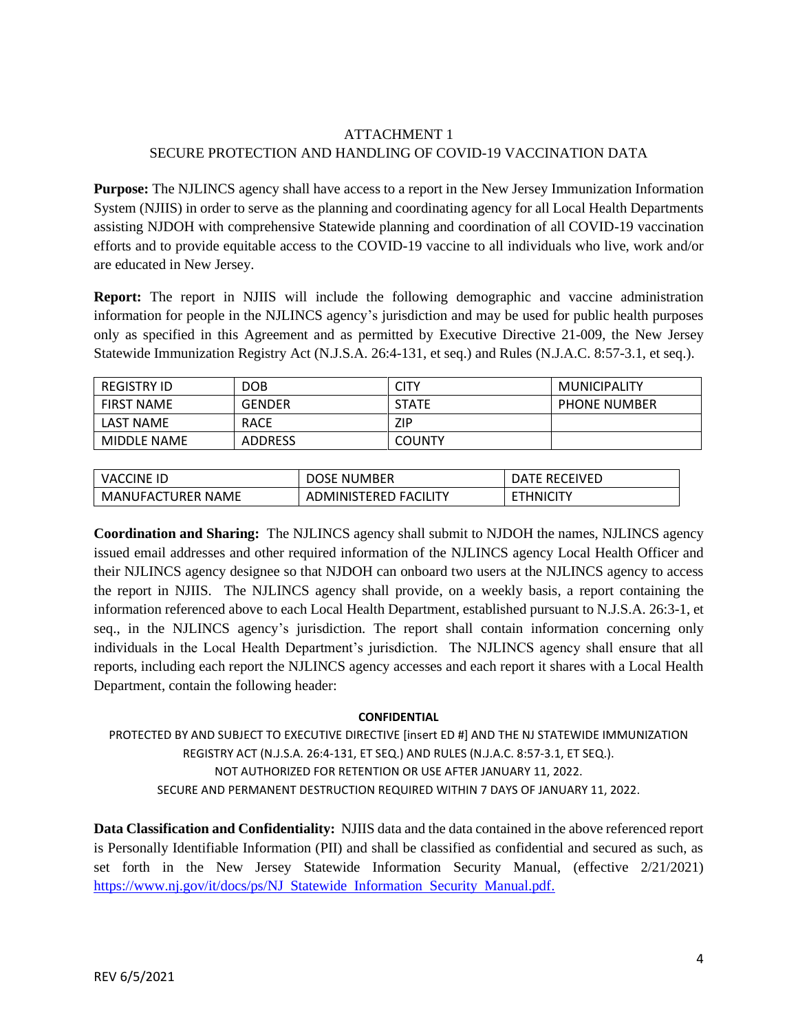ATTACHMENT 1

SECURE PROTECTION AND HANDLING OF COVID-19 VACCINATION DATA

**Purpose:** The NJLINCS agency shall have access to a report in the New Jersey Immunization Information System (NJIIS) in order to serve as the planning and coordinating agency for all Local Health Departments assisting NJDOH with comprehensive Statewide planning and coordination of all COVID-19 vaccination efforts and to provide equitable access to the COVID-19 vaccine to all individuals who live, work and/or are educated in New Jersey.

**Report:** The report in NJIIS will include the following demographic and vaccine administration information for people in the NJLINCS agency's jurisdiction and may be used for public health purposes only as specified in this Agreement and as permitted by Executive Directive 21-009, the New Jersey Statewide Immunization Registry Act (N.J.S.A. 26:4-131, et seq.) and Rules (N.J.A.C. 8:57-3.1, et seq.).

| | | | |
|---|---|---|---|
| REGISTRY ID | DOB | CITY | MUNICIPALITY |
| FIRST NAME | GENDER | STATE | PHONE NUMBER |
| LAST NAME | RACE | ZIP | |
| MIDDLE NAME | ADDRESS | COUNTY | |

| | | |
|---|---|---|
| VACCINE ID | DOSE NUMBER | DATE RECEIVED |
| MANUFACTURER NAME | ADMINISTERED FACILITY | ETHNICITY |

**Coordination and Sharing:** The NJLINCS agency shall submit to NJDOH the names, NJLINCS agency issued email addresses and other required information of the NJLINCS agency Local Health Officer and their NJLINCS agency designee so that NJDOH can onboard two users at the NJLINCS agency to access the report in NJIIS. The NJLINCS agency shall provide, on a weekly basis, a report containing the information referenced above to each Local Health Department, established pursuant to N.J.S.A. 26:3-1, et seq., in the NJLINCS agency's jurisdiction. The report shall contain information concerning only individuals in the Local Health Department's jurisdiction. The NJLINCS agency shall ensure that all reports, including each report the NJLINCS agency accesses and each report it shares with a Local Health Department, contain the following header:

**CONFIDENTIAL**

PROTECTED BY AND SUBJECT TO EXECUTIVE DIRECTIVE [insert ED #] AND THE NJ STATEWIDE IMMUNIZATION REGISTRY ACT (N.J.S.A. 26:4-131, ET SEQ.) AND RULES (N.J.A.C. 8:57-3.1, ET SEQ.).
NOT AUTHORIZED FOR RETENTION OR USE AFTER JANUARY 11, 2022.
SECURE AND PERMANENT DESTRUCTION REQUIRED WITHIN 7 DAYS OF JANUARY 11, 2022.

**Data Classification and Confidentiality:** NJIIS data and the data contained in the above referenced report is Personally Identifiable Information (PII) and shall be classified as confidential and secured as such, as set forth in the New Jersey Statewide Information Security Manual, (effective 2/21/2021) https://www.nj.gov/it/docs/ps/NJ_Statewide_Information_Security_Manual.pdf.

REV 6/5/2021